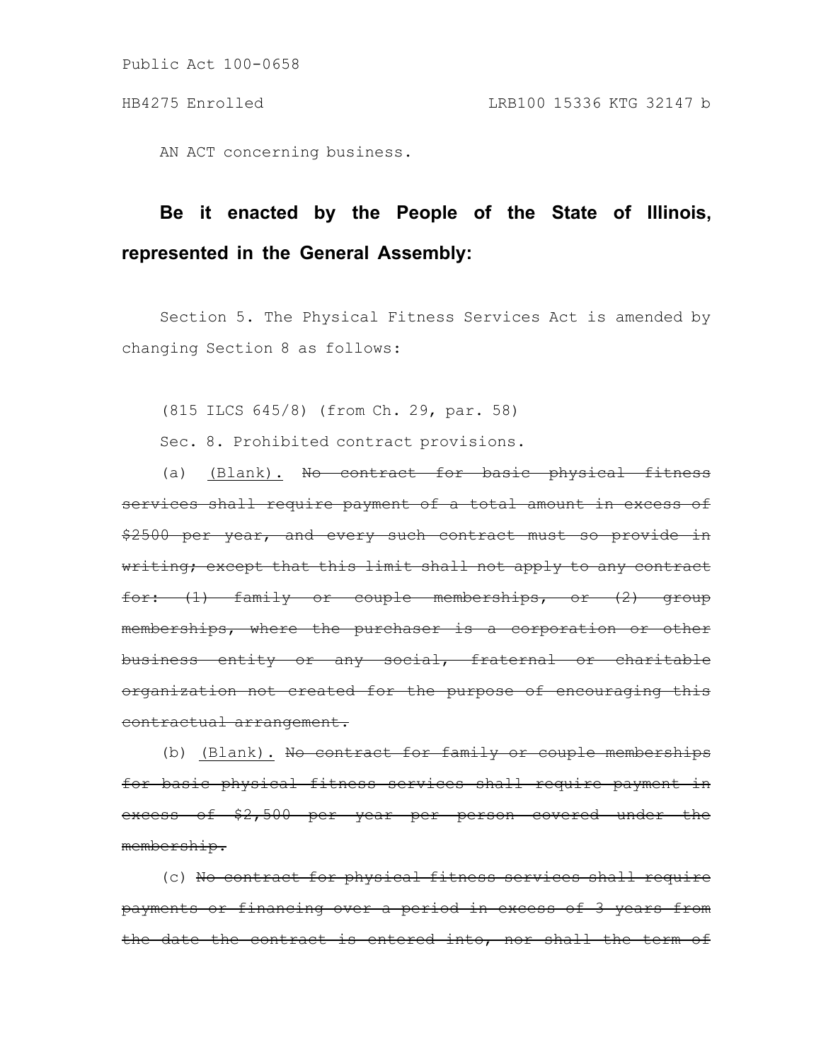AN ACT concerning business.

**Be it enacted by the People of the State of Illinois, represented in the General Assembly:**

Section 5. The Physical Fitness Services Act is amended by changing Section 8 as follows:

(815 ILCS 645/8) (from Ch. 29, par. 58)

Sec. 8. Prohibited contract provisions.

(a) <u>(Blank).</u> ~~No contract for basic physical fitness services shall require payment of a total amount in excess of $2500 per year, and every such contract must so provide in writing; except that this limit shall not apply to any contract for: (1) family or couple memberships, or (2) group memberships, where the purchaser is a corporation or other business entity or any social, fraternal or charitable organization not created for the purpose of encouraging this contractual arrangement.~~

(b) <u>(Blank).</u> ~~No contract for family or couple memberships for basic physical fitness services shall require payment in excess of $2,500 per year per person covered under the membership.~~

(c) ~~No contract for physical fitness services shall require payments or financing over a period in excess of 3 years from the date the contract is entered into, nor shall the term of~~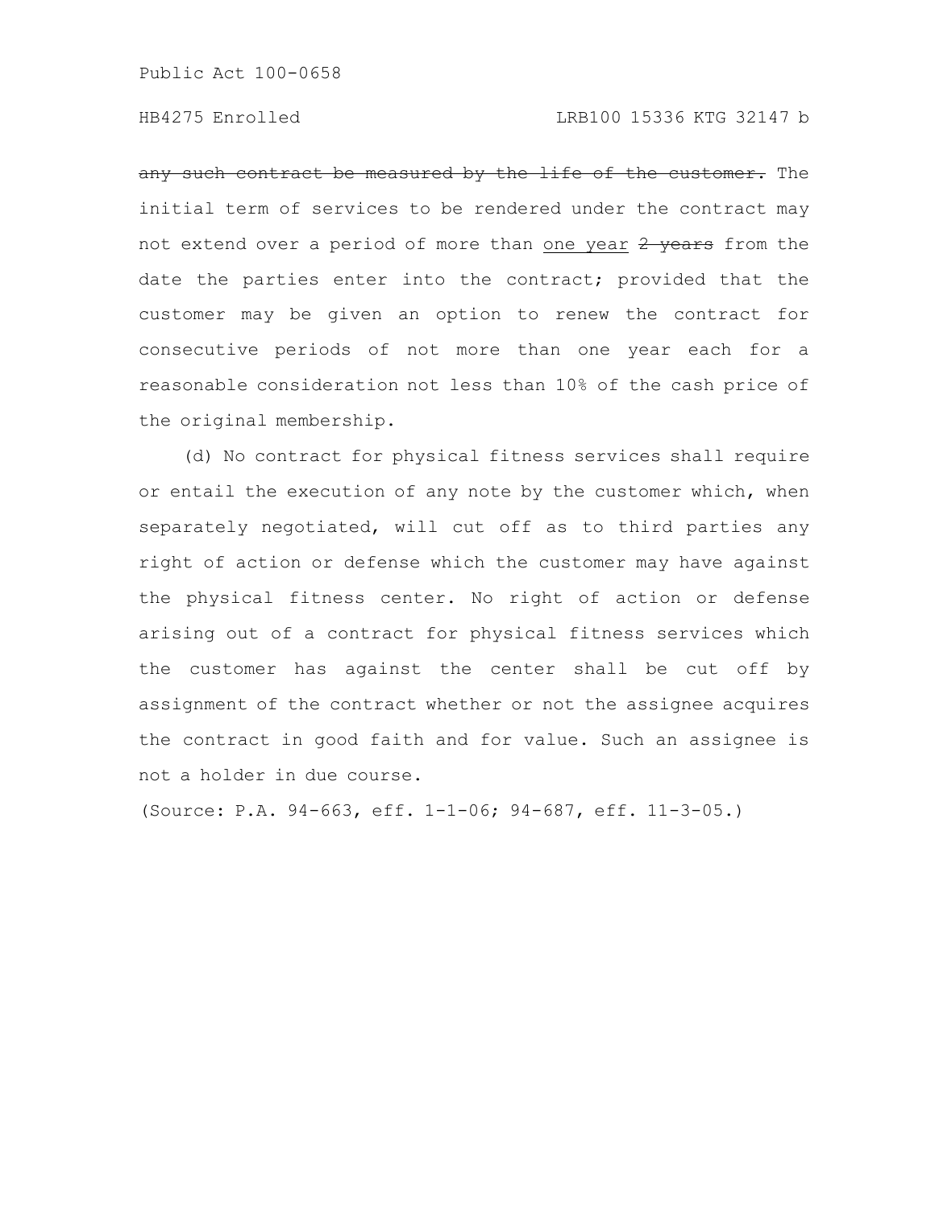~~any such contract be measured by the life of the customer.~~ The initial term of services to be rendered under the contract may not extend over a period of more than <u>one year</u> ~~2 years~~ from the date the parties enter into the contract; provided that the customer may be given an option to renew the contract for consecutive periods of not more than one year each for a reasonable consideration not less than 10% of the cash price of the original membership.

(d) No contract for physical fitness services shall require or entail the execution of any note by the customer which, when separately negotiated, will cut off as to third parties any right of action or defense which the customer may have against the physical fitness center. No right of action or defense arising out of a contract for physical fitness services which the customer has against the center shall be cut off by assignment of the contract whether or not the assignee acquires the contract in good faith and for value. Such an assignee is not a holder in due course.

(Source: P.A. 94-663, eff. 1-1-06; 94-687, eff. 11-3-05.)